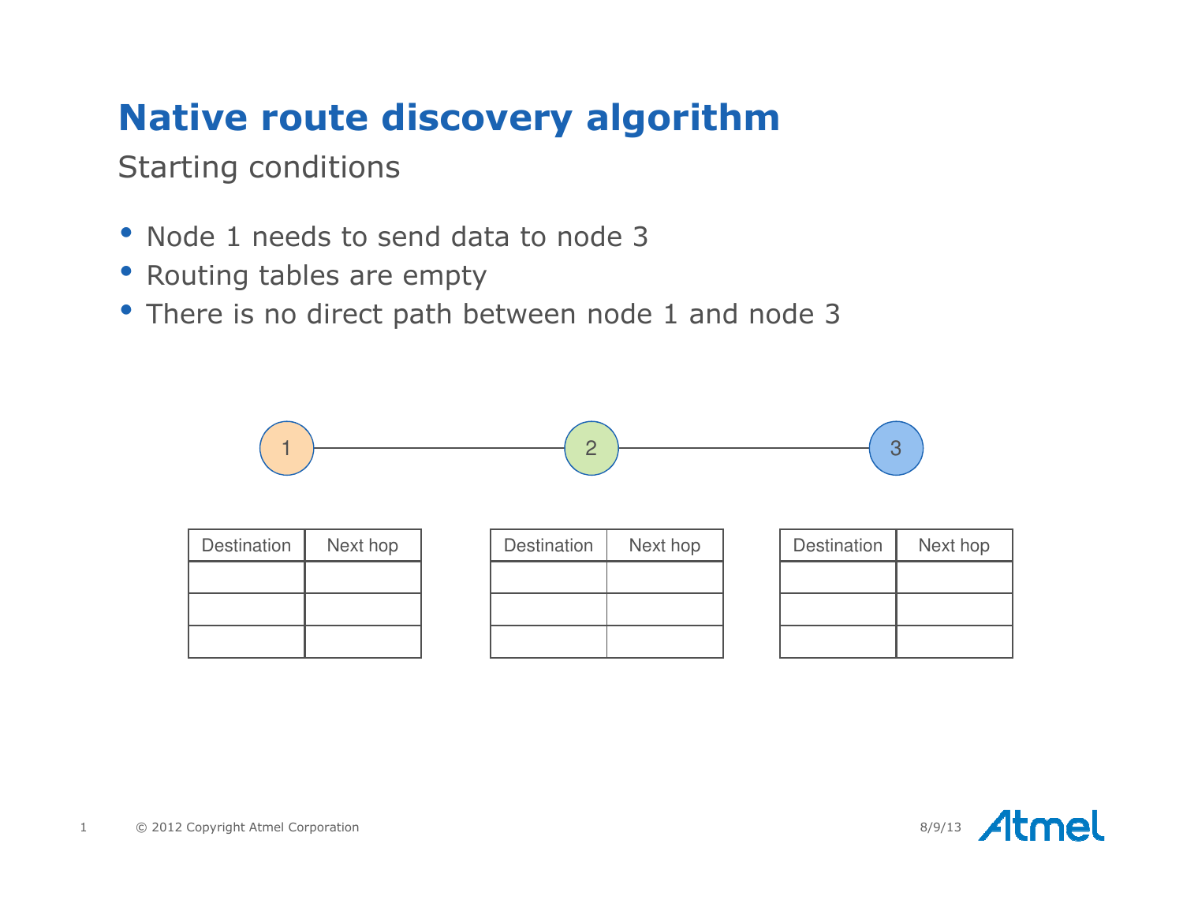# Native route discovery algorithm

## Starting conditions

- Node 1 needs to send data to node 3
- Routing tables are empty
- There is no direct path between node 1 and node 3

1 ——— 2 ——— 3

| Destination | Next hop |
| --- | --- |
| | |
| | |
| | |

| Destination | Next hop |
| --- | --- |
| | |
| | |
| | |

| Destination | Next hop |
| --- | --- |
| | |
| | |
| | |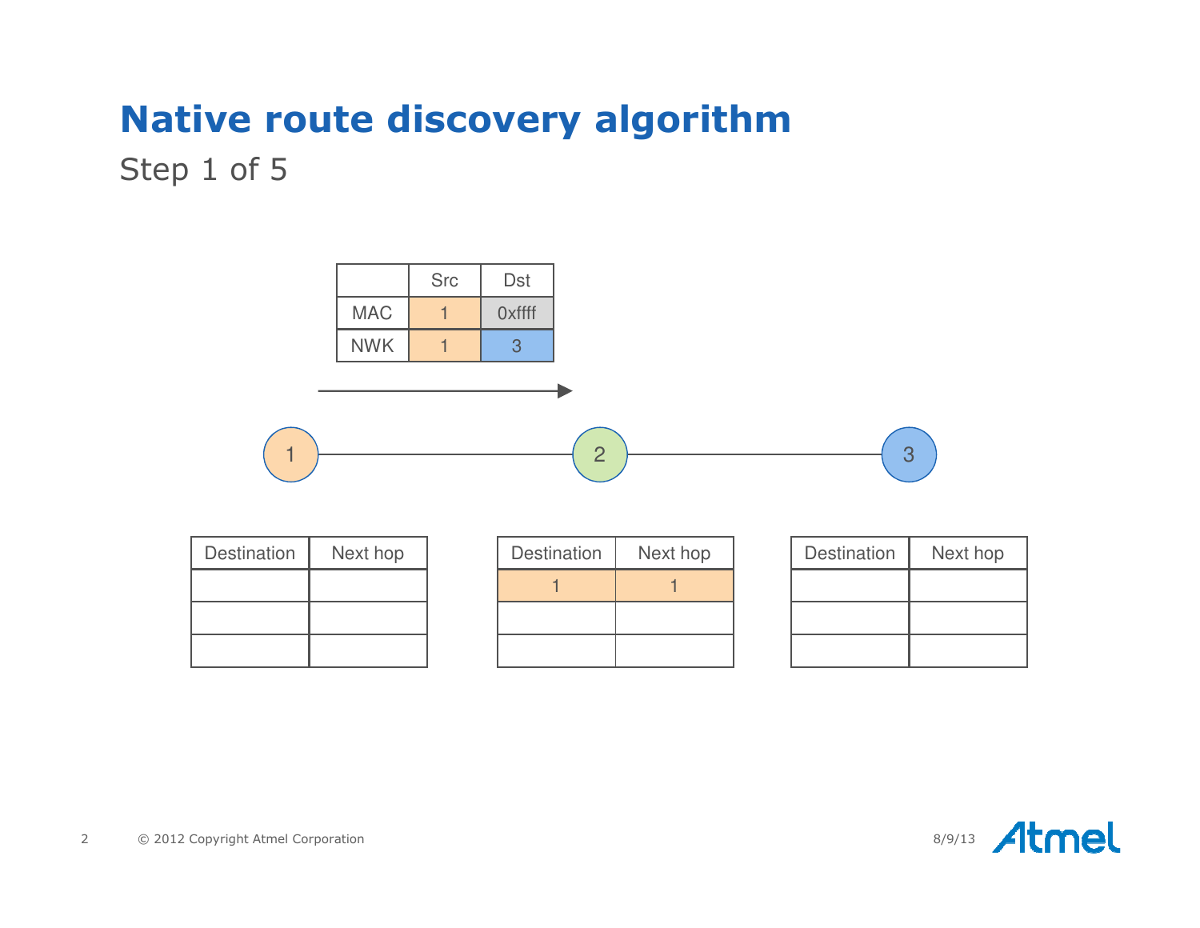# Native route discovery algorithm

Step 1 of 5

| | Src | Dst |
|---|---|---|
| MAC | 1 | 0xffff |
| NWK | 1 | 3 |

1 — 2 — 3

| Destination | Next hop |
|---|---|
| | |
| | |
| | |

| Destination | Next hop |
|---|---|
| 1 | 1 |
| | |
| | |

| Destination | Next hop |
|---|---|
| | |
| | |
| | |

© 2012 Copyright Atmel Corporation

8/9/13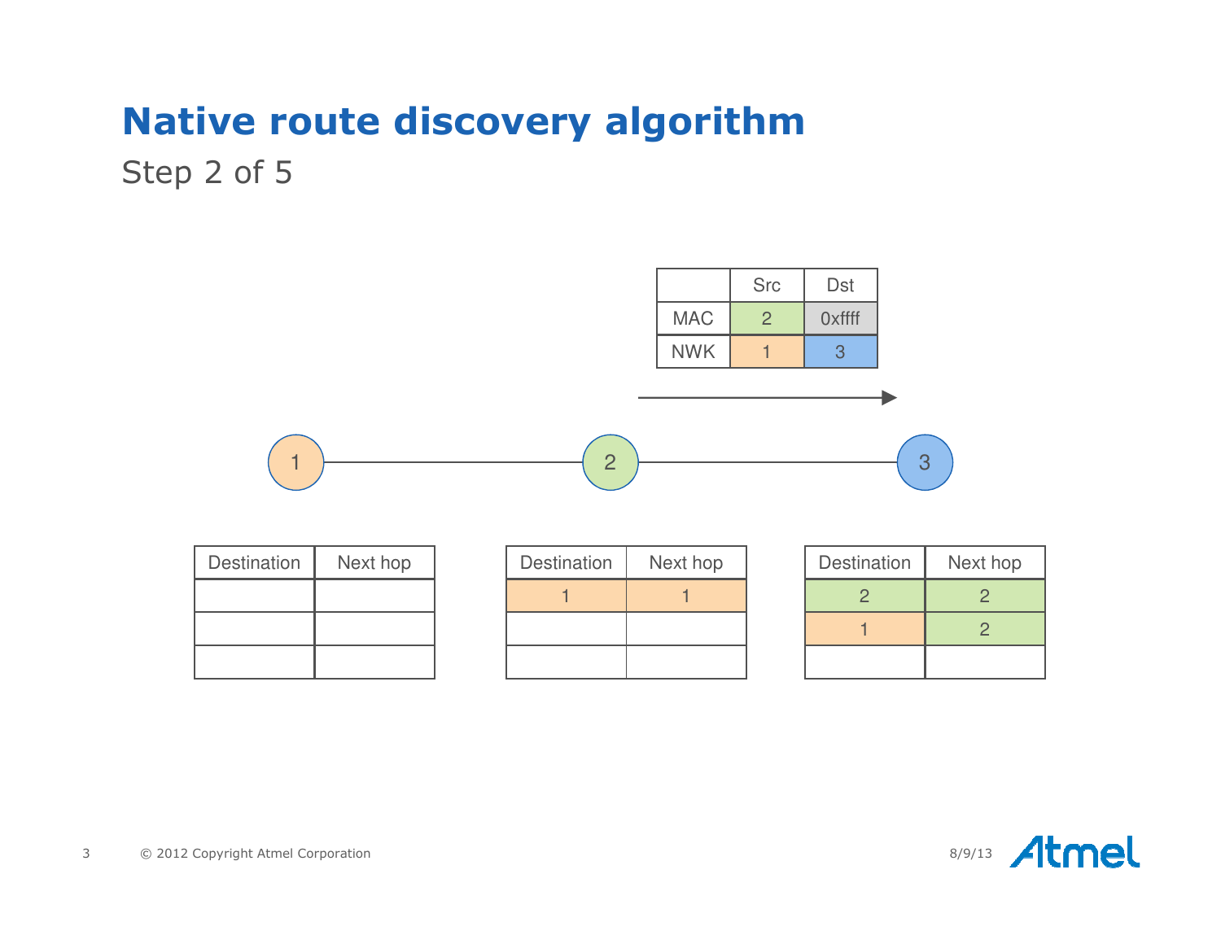# Native route discovery algorithm

## Step 2 of 5

| | Src | Dst |
|---|---|---|
| MAC | 2 | 0xffff |
| NWK | 1 | 3 |

1 — 2 — 3

**Node 1**

| Destination | Next hop |
|---|---|
| | |
| | |
| | |

**Node 2**

| Destination | Next hop |
|---|---|
| 1 | 1 |
| | |
| | |

**Node 3**

| Destination | Next hop |
|---|---|
| 2 | 2 |
| 1 | 2 |
| | |

© 2012 Copyright Atmel Corporation

8/9/13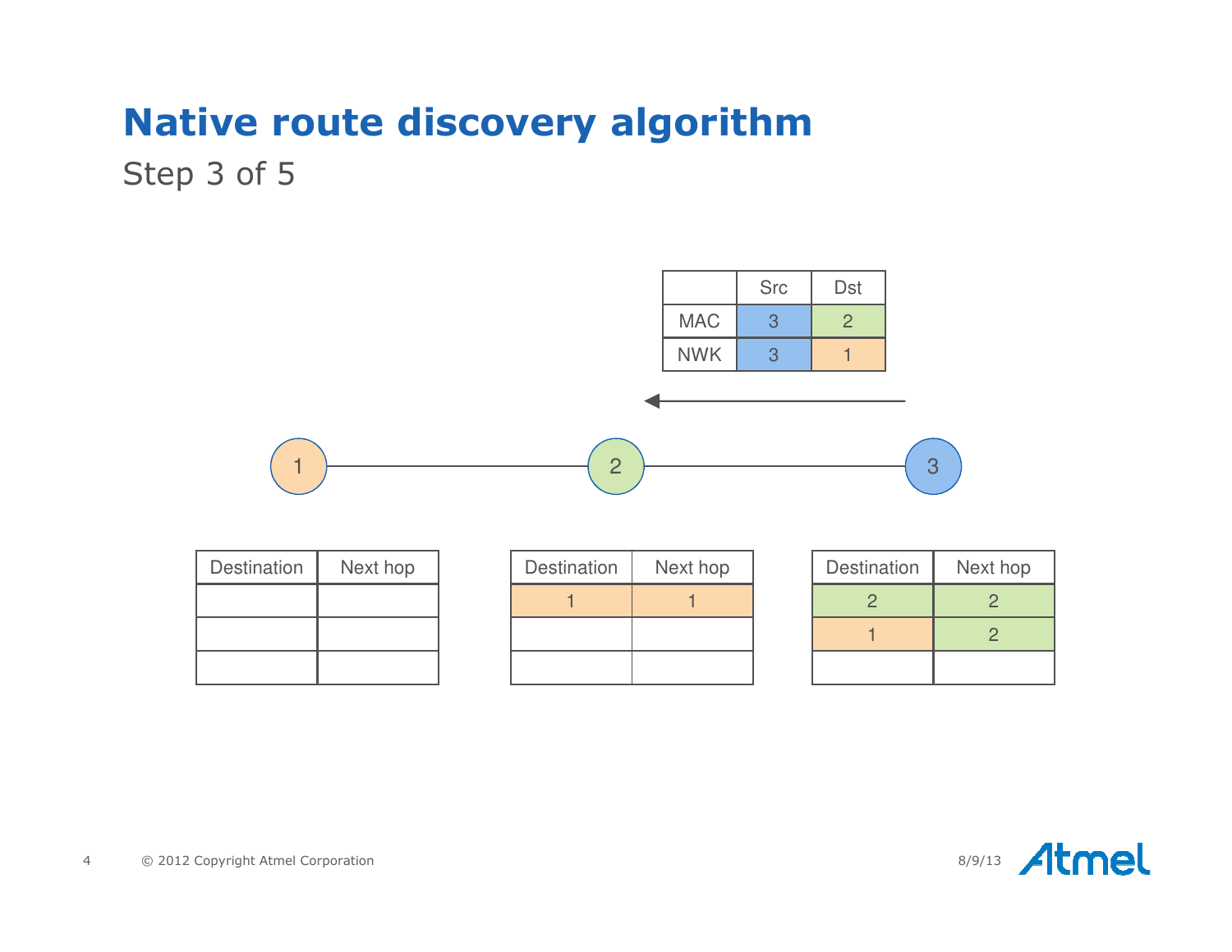# Native route discovery algorithm

Step 3 of 5

| | Src | Dst |
|---|---|---|
| MAC | 3 | 2 |
| NWK | 3 | 1 |

1 — 2 — 3

**Node 1**

| Destination | Next hop |
|---|---|
| | |
| | |
| | |

**Node 2**

| Destination | Next hop |
|---|---|
| 1 | 1 |
| | |
| | |

**Node 3**

| Destination | Next hop |
|---|---|
| 2 | 2 |
| 1 | 2 |
| | |

© 2012 Copyright Atmel Corporation

8/9/13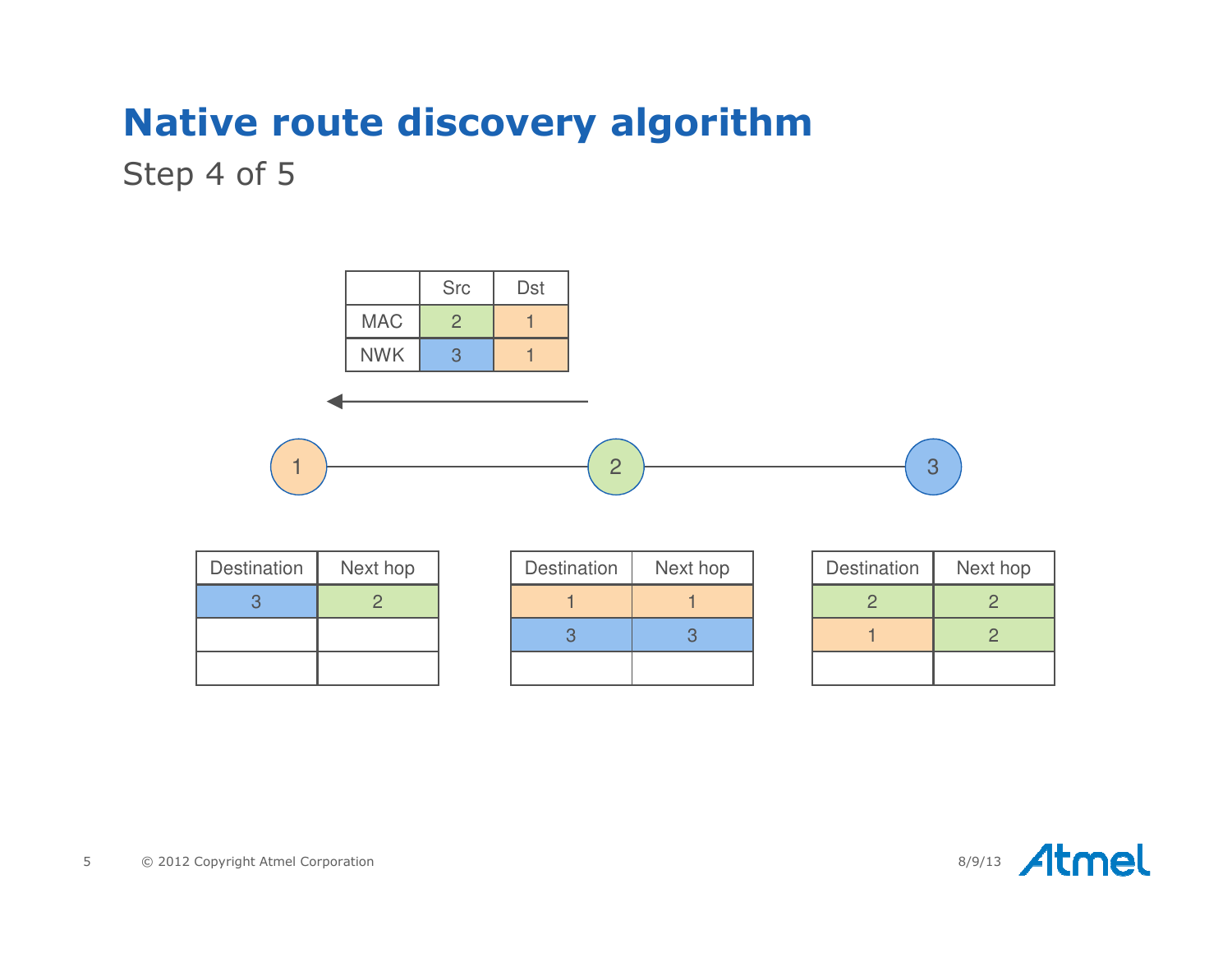# Native route discovery algorithm

## Step 4 of 5

|     | Src | Dst |
| --- | --- | --- |
| MAC | 2 | 1 |
| NWK | 3 | 1 |

1 — 2 — 3

Node 1:

| Destination | Next hop |
| --- | --- |
| 3 | 2 |
|  |  |
|  |  |

Node 2:

| Destination | Next hop |
| --- | --- |
| 1 | 1 |
| 3 | 3 |
|  |  |

Node 3:

| Destination | Next hop |
| --- | --- |
| 2 | 2 |
| 1 | 2 |
|  |  |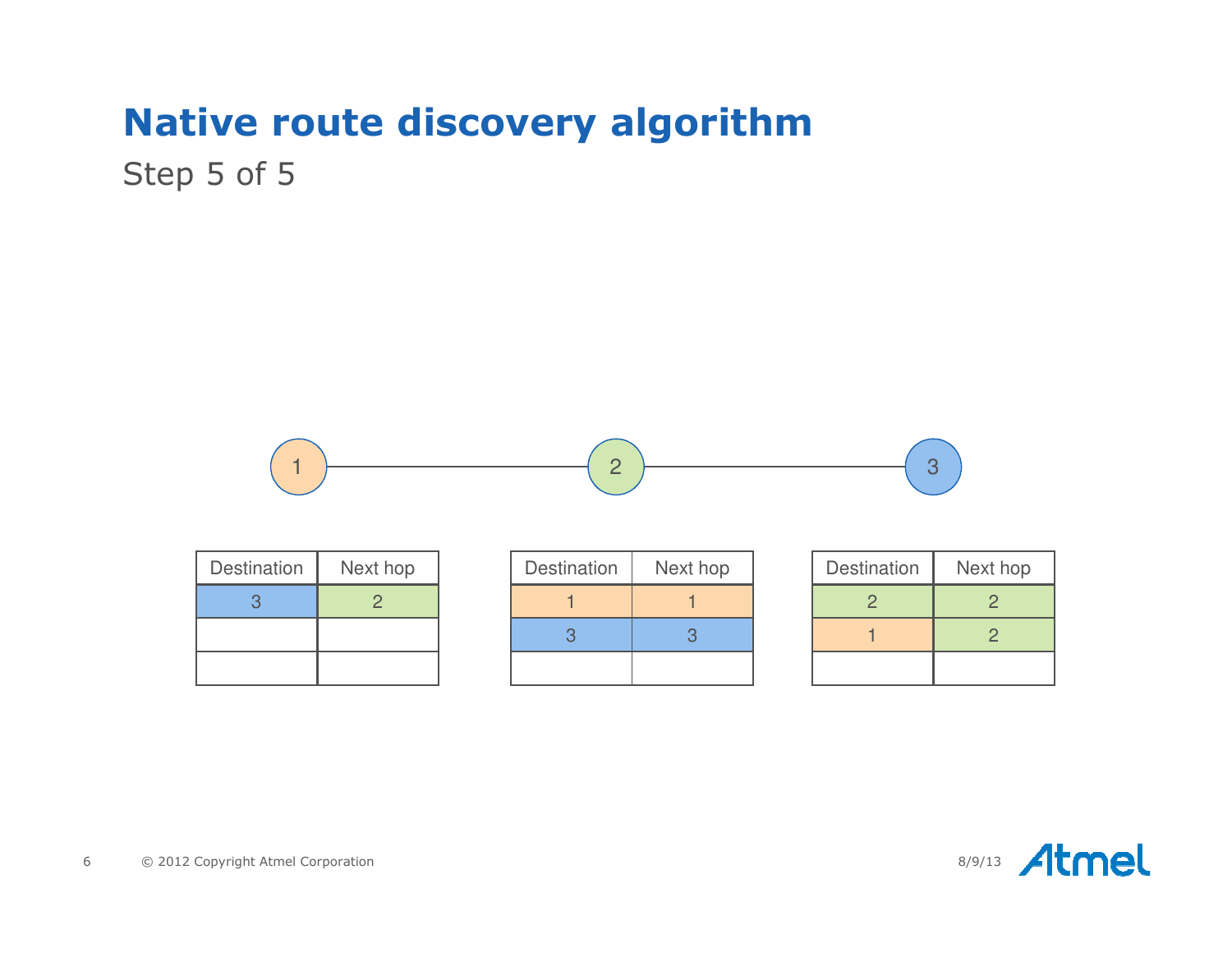# Native route discovery algorithm

Step 5 of 5

1 —— 2 —— 3

| Destination | Next hop |
|---|---|
| 3 | 2 |
| | |
| | |

| Destination | Next hop |
|---|---|
| 1 | 1 |
| 3 | 3 |
| | |

| Destination | Next hop |
|---|---|
| 2 | 2 |
| 1 | 2 |
| | |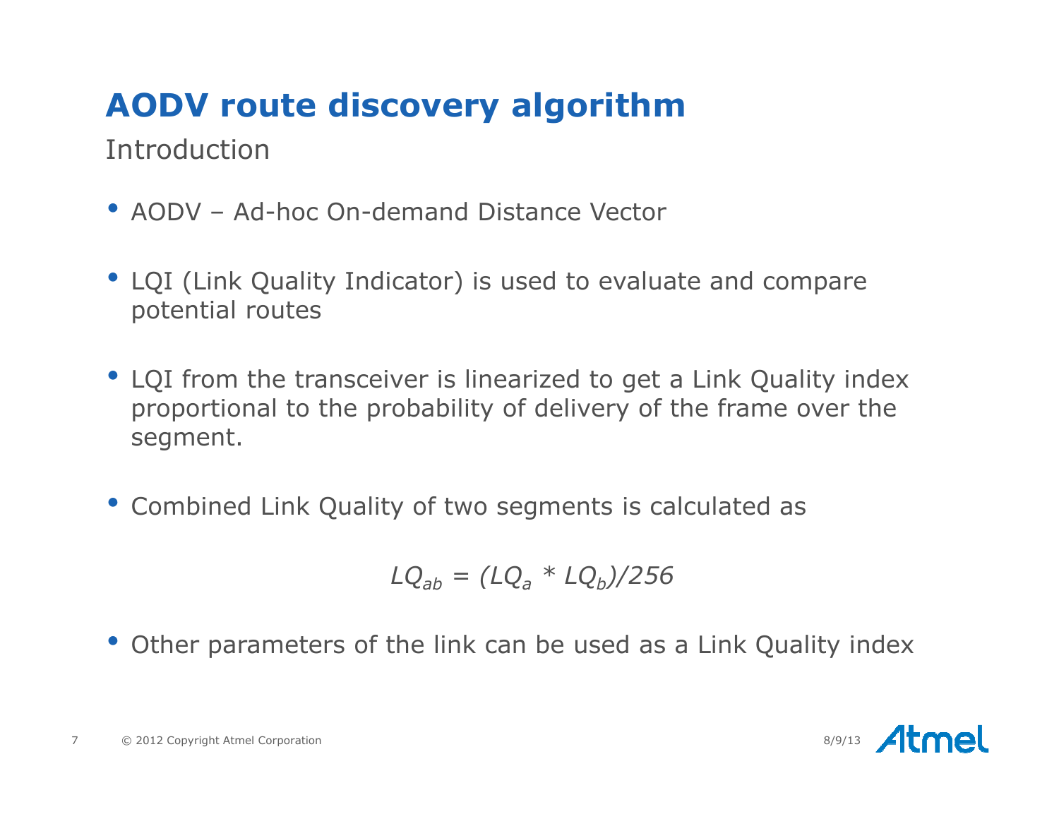# AODV route discovery algorithm

## Introduction

- AODV – Ad-hoc On-demand Distance Vector
- LQI (Link Quality Indicator) is used to evaluate and compare potential routes
- LQI from the transceiver is linearized to get a Link Quality index proportional to the probability of delivery of the frame over the segment.
- Combined Link Quality of two segments is calculated as

$$LQ_{ab} = (LQ_a * LQ_b)/256$$

- Other parameters of the link can be used as a Link Quality index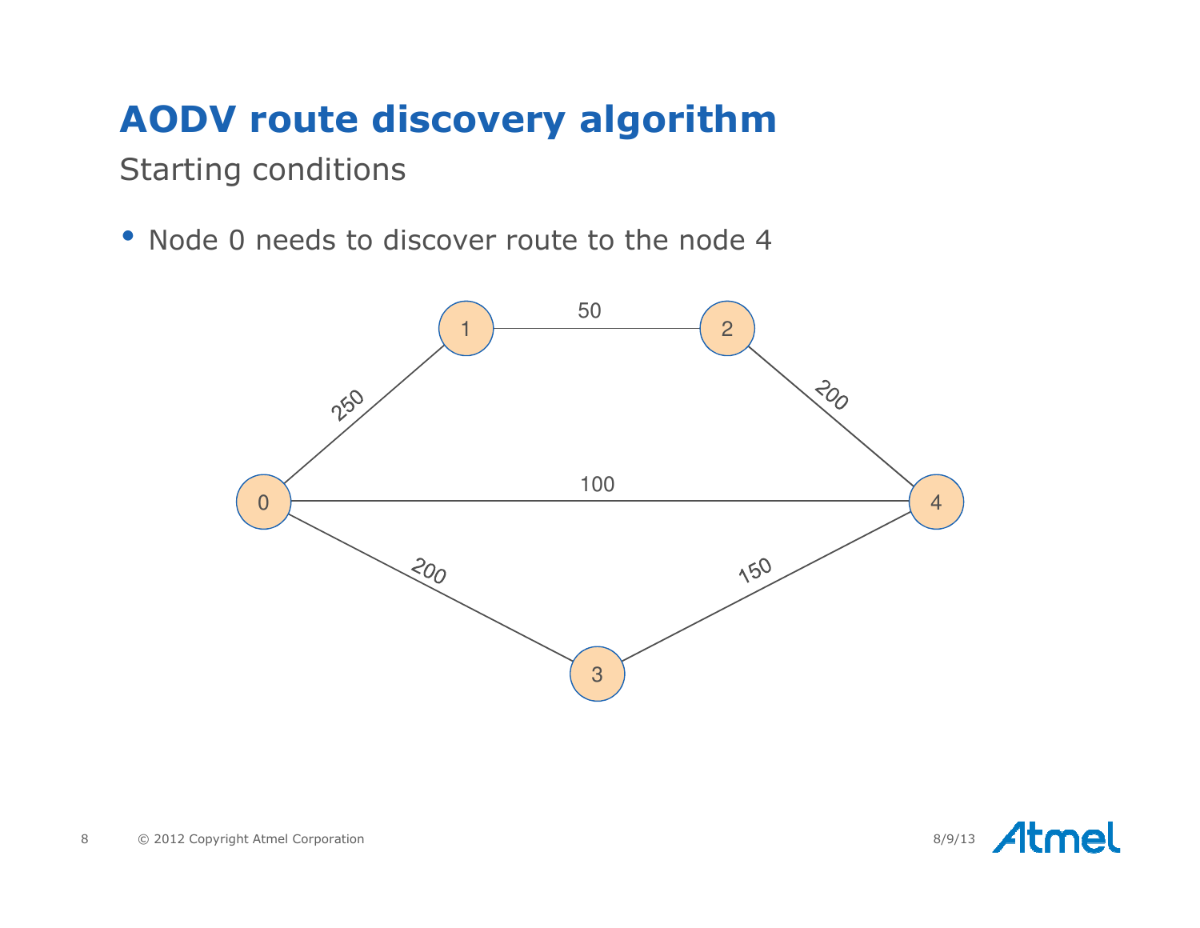# AODV route discovery algorithm

## Starting conditions

- Node 0 needs to discover route to the node 4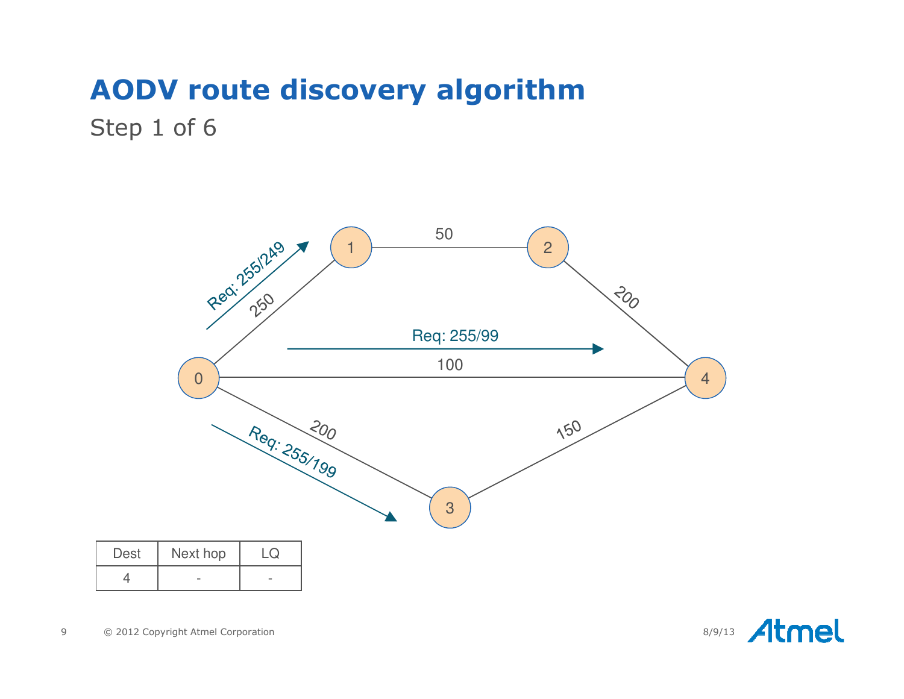# AODV route discovery algorithm

Step 1 of 6

| Dest | Next hop | LQ |
|---|---|---|
| 4 | - | - |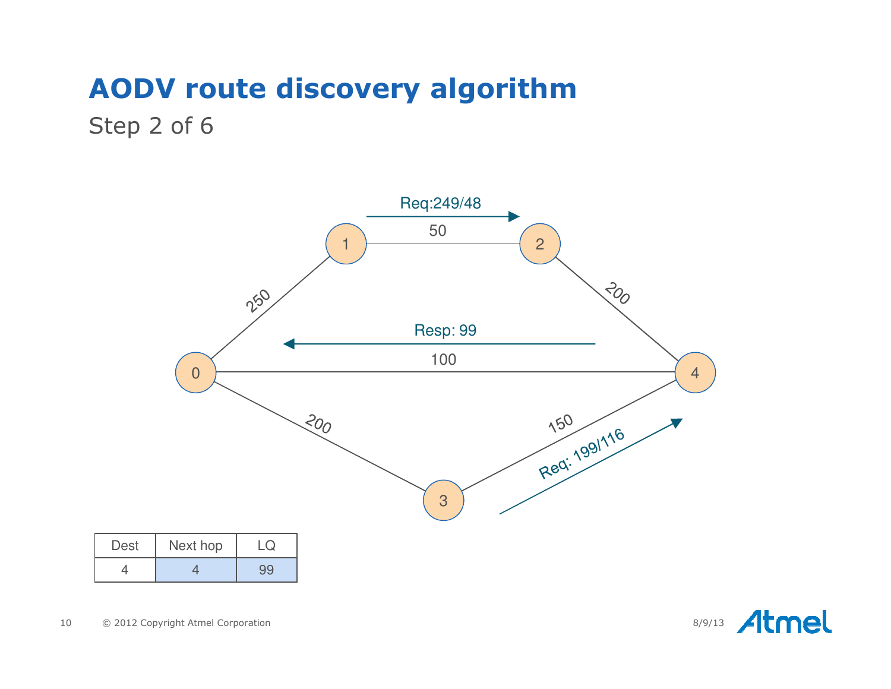# AODV route discovery algorithm

Step 2 of 6

Req:249/48

50

250

200

Resp: 99

100

200

150

Req: 199/116

| Dest | Next hop | LQ |
| --- | --- | --- |
| 4 | 4 | 99 |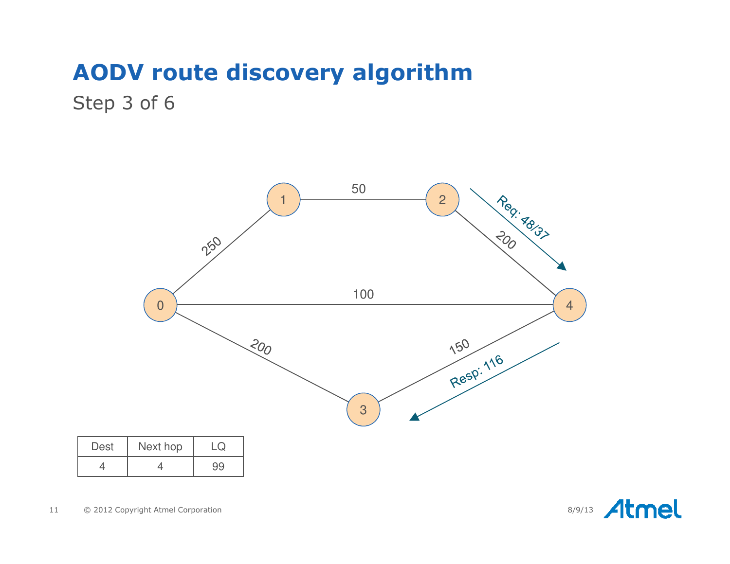# AODV route discovery algorithm

Step 3 of 6

| Dest | Next hop | LQ |
| --- | --- | --- |
| 4 | 4 | 99 |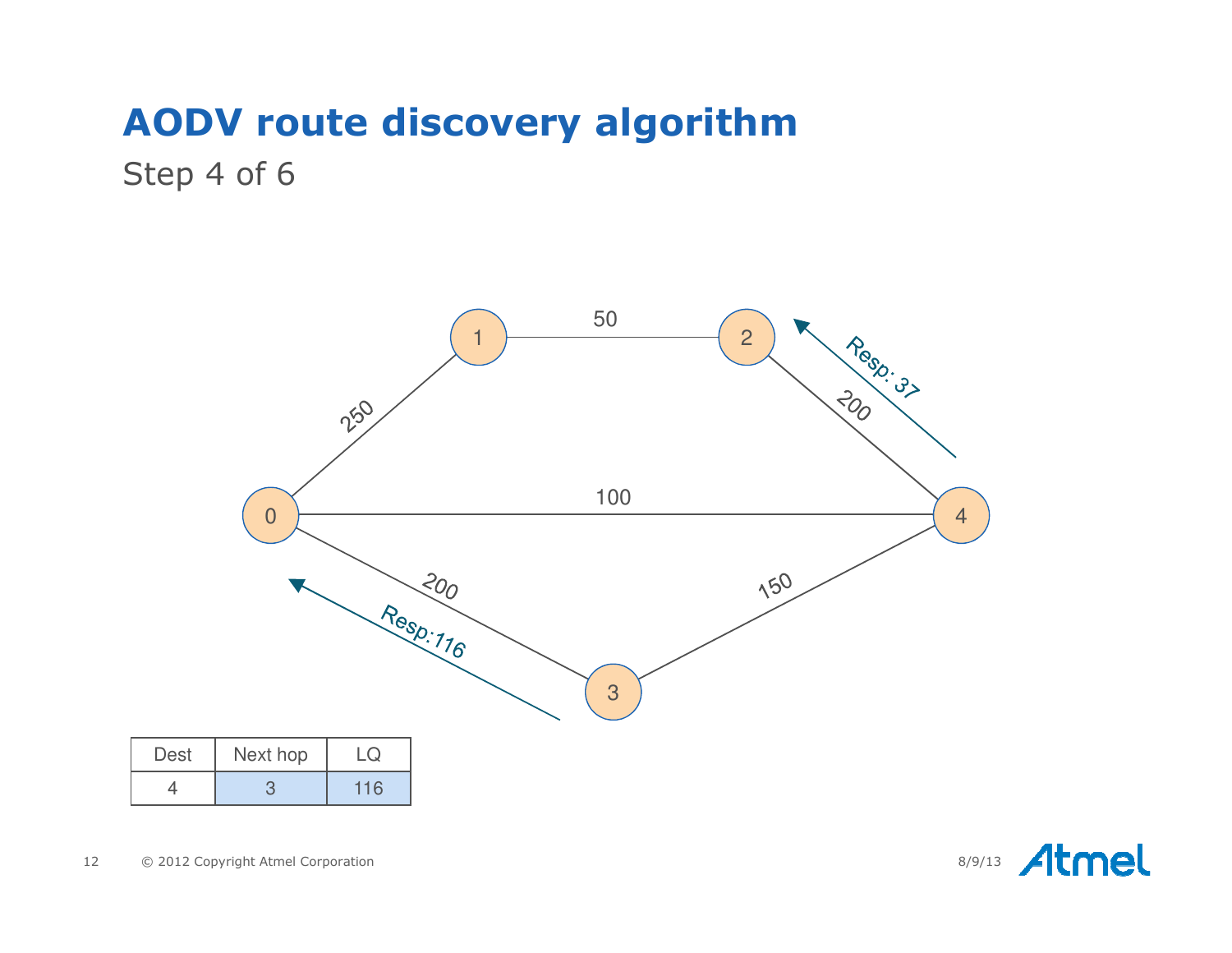# AODV route discovery algorithm

Step 4 of 6

| Dest | Next hop | LQ |
|---|---|---|
| 4 | 3 | 116 |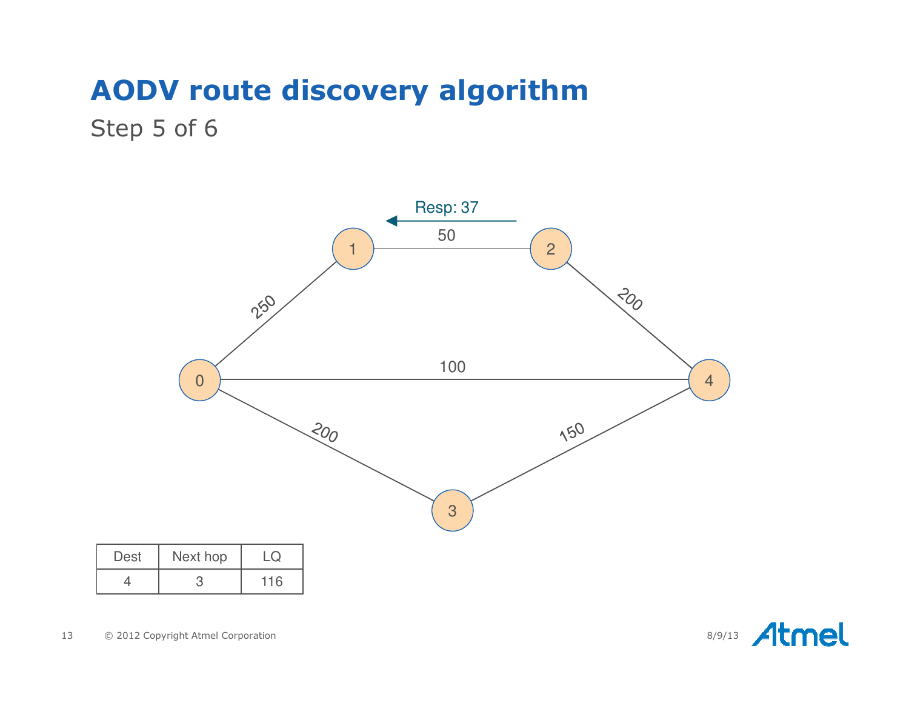# AODV route discovery algorithm

Step 5 of 6

Resp: 37

| Dest | Next hop | LQ |
| --- | --- | --- |
| 4 | 3 | 116 |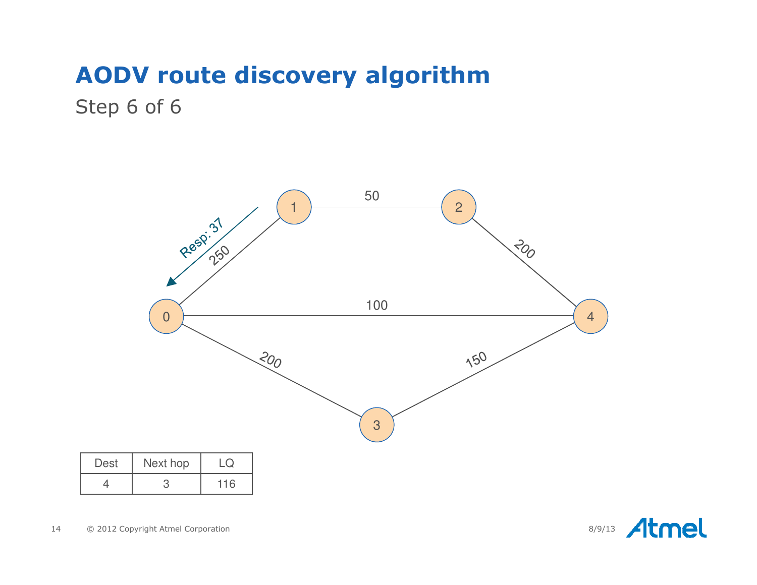# AODV route discovery algorithm

## Step 6 of 6

| Dest | Next hop | LQ |
|---|---|---|
| 4 | 3 | 116 |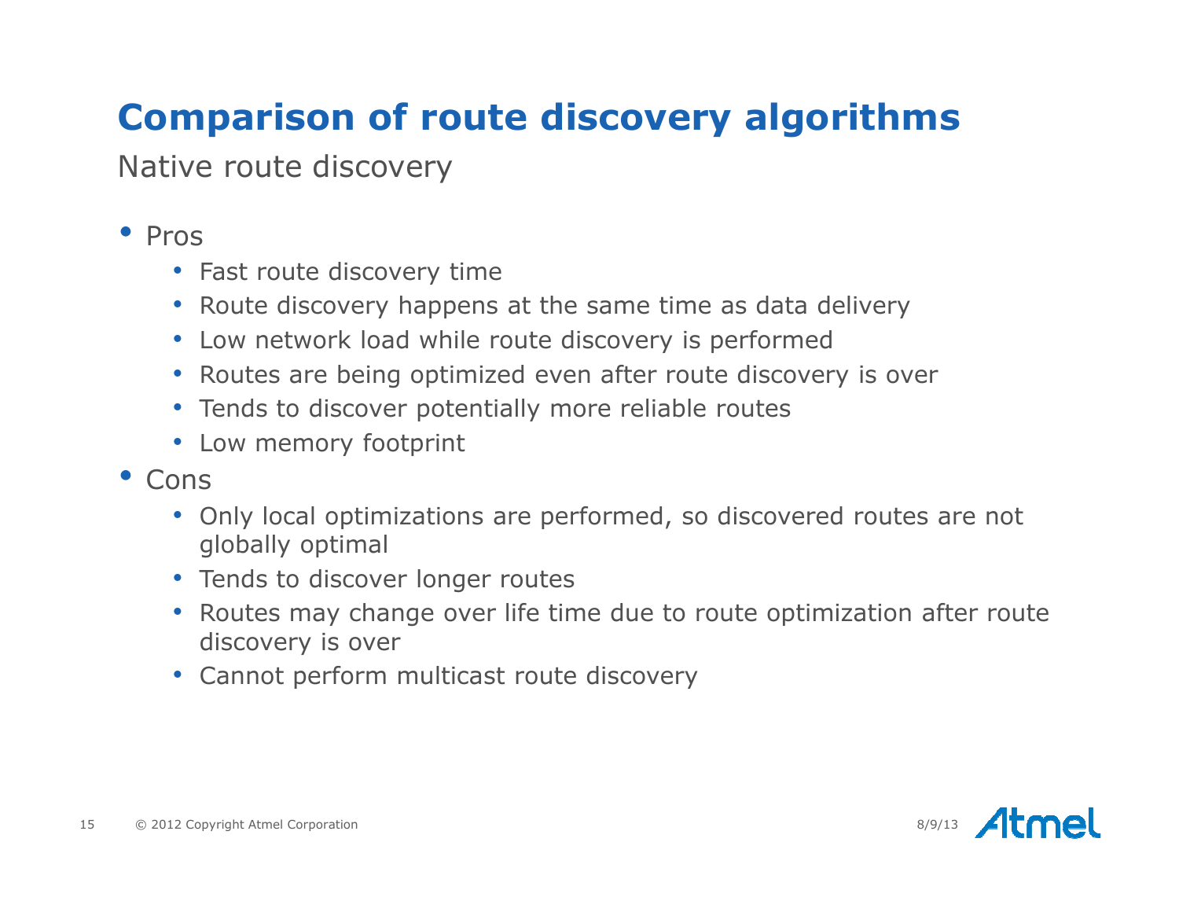# Comparison of route discovery algorithms

## Native route discovery

- Pros
  - Fast route discovery time
  - Route discovery happens at the same time as data delivery
  - Low network load while route discovery is performed
  - Routes are being optimized even after route discovery is over
  - Tends to discover potentially more reliable routes
  - Low memory footprint
- Cons
  - Only local optimizations are performed, so discovered routes are not globally optimal
  - Tends to discover longer routes
  - Routes may change over life time due to route optimization after route discovery is over
  - Cannot perform multicast route discovery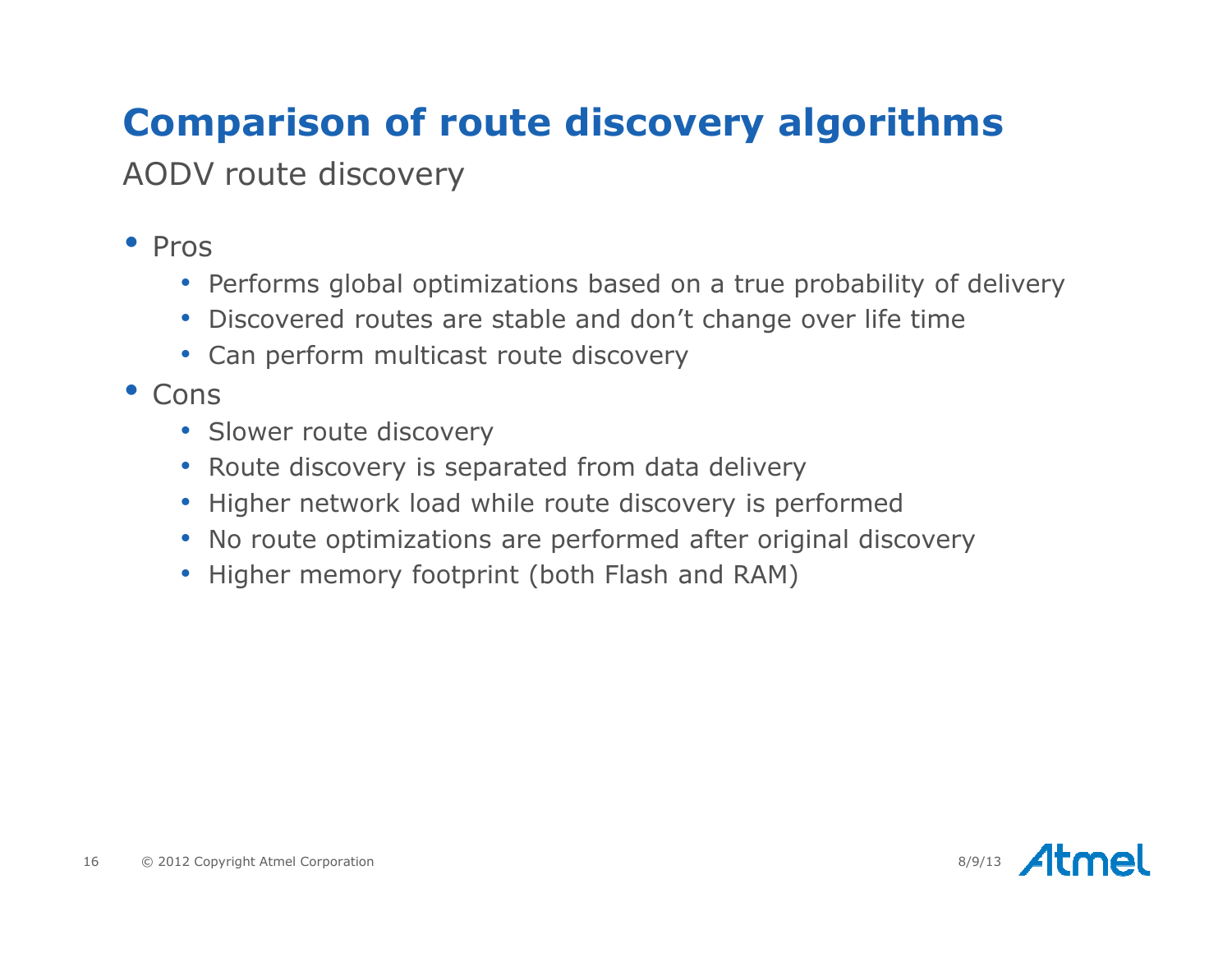# Comparison of route discovery algorithms

## AODV route discovery

- Pros
  - Performs global optimizations based on a true probability of delivery
  - Discovered routes are stable and don't change over life time
  - Can perform multicast route discovery
- Cons
  - Slower route discovery
  - Route discovery is separated from data delivery
  - Higher network load while route discovery is performed
  - No route optimizations are performed after original discovery
  - Higher memory footprint (both Flash and RAM)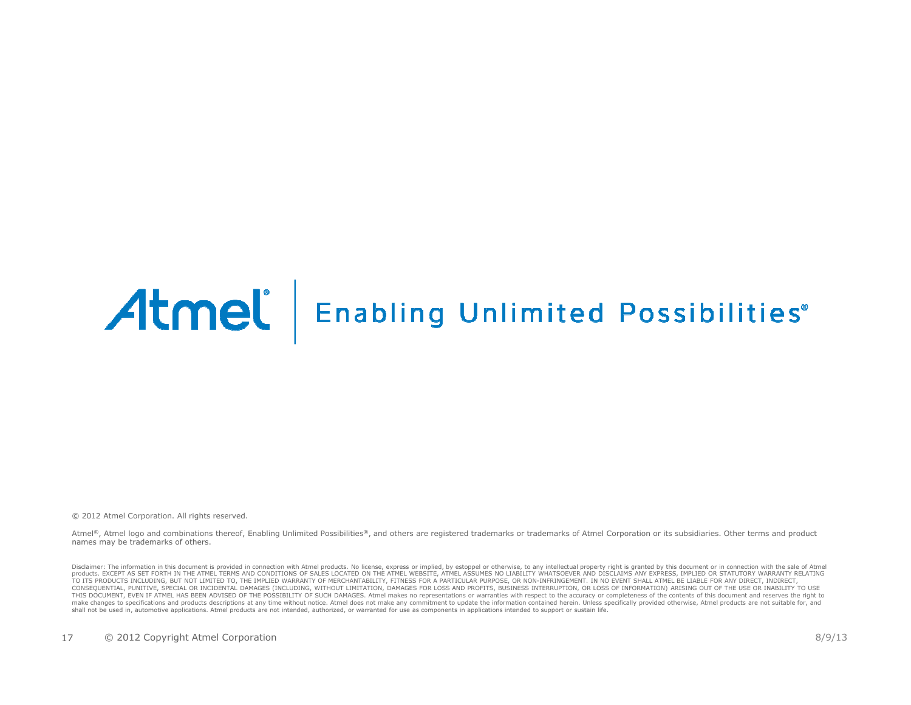Atmel | Enabling Unlimited Possibilities®

© 2012 Atmel Corporation. All rights reserved.

Atmel®, Atmel logo and combinations thereof, Enabling Unlimited Possibilities®, and others are registered trademarks or trademarks of Atmel Corporation or its subsidiaries. Other terms and product names may be trademarks of others.

Disclaimer: The information in this document is provided in connection with Atmel products. No license, express or implied, by estoppel or otherwise, to any intellectual property right is granted by this document or in connection with the sale of Atmel products. EXCEPT AS SET FORTH IN THE ATMEL TERMS AND CONDITIONS OF SALES LOCATED ON THE ATMEL WEBSITE, ATMEL ASSUMES NO LIABILITY WHATSOEVER AND DISCLAIMS ANY EXPRESS, IMPLIED OR STATUTORY WARRANTY RELATING TO ITS PRODUCTS INCLUDING, BUT NOT LIMITED TO, THE IMPLIED WARRANTY OF MERCHANTABILITY, FITNESS FOR A PARTICULAR PURPOSE, OR NON-INFRINGEMENT. IN NO EVENT SHALL ATMEL BE LIABLE FOR ANY DIRECT, INDIRECT, CONSEQUENTIAL, PUNITIVE, SPECIAL OR INCIDENTAL DAMAGES (INCLUDING, WITHOUT LIMITATION, DAMAGES FOR LOSS AND PROFITS, BUSINESS INTERRUPTION, OR LOSS OF INFORMATION) ARISING OUT OF THE USE OR INABILITY TO USE THIS DOCUMENT, EVEN IF ATMEL HAS BEEN ADVISED OF THE POSSIBILITY OF SUCH DAMAGES. Atmel makes no representations or warranties with respect to the accuracy or completeness of the contents of this document and reserves the right to make changes to specifications and products descriptions at any time without notice. Atmel does not make any commitment to update the information contained herein. Unless specifically provided otherwise, Atmel products are not suitable for, and shall not be used in, automotive applications. Atmel products are not intended, authorized, or warranted for use as components in applications intended to support or sustain life.